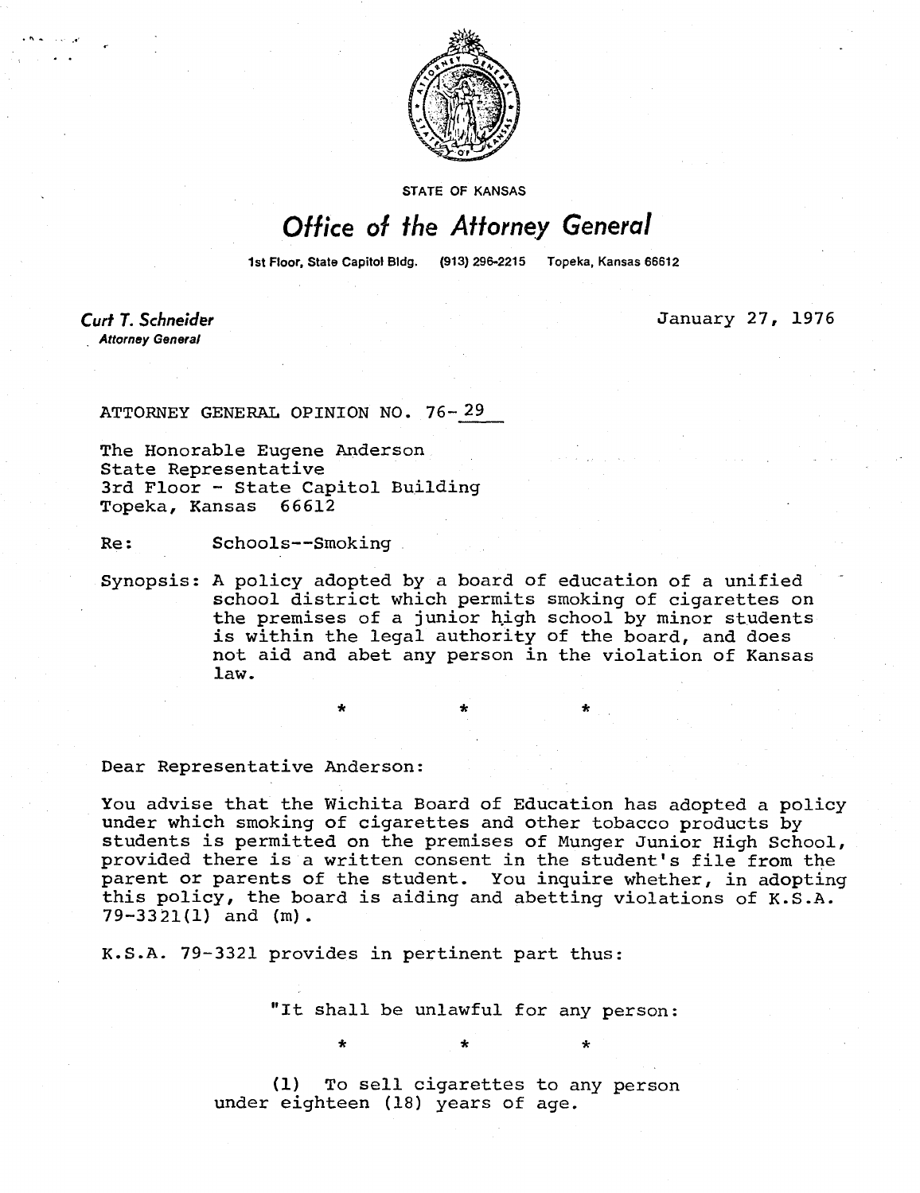STATE OF KANSAS

# Office of the Attorney General

1st Floor, State Capitol Bldg. (913) 296-2215 Topeka, Kansas 66612

**Curt T. Schneider**
*Attorney General*

January 27, 1976

ATTORNEY GENERAL OPINION NO. 76-29

The Honorable Eugene Anderson
State Representative
3rd Floor - State Capitol Building
Topeka, Kansas 66612

Re: Schools--Smoking

Synopsis: A policy adopted by a board of education of a unified school district which permits smoking of cigarettes on the premises of a junior high school by minor students is within the legal authority of the board, and does not aid and abet any person in the violation of Kansas law.

\* \* \*

Dear Representative Anderson:

You advise that the Wichita Board of Education has adopted a policy under which smoking of cigarettes and other tobacco products by students is permitted on the premises of Munger Junior High School, provided there is a written consent in the student's file from the parent or parents of the student. You inquire whether, in adopting this policy, the board is aiding and abetting violations of K.S.A. 79-3321(l) and (m).

K.S.A. 79-3321 provides in pertinent part thus:

> "It shall be unlawful for any person:
>
> \* \* \*
>
> (l) To sell cigarettes to any person under eighteen (18) years of age.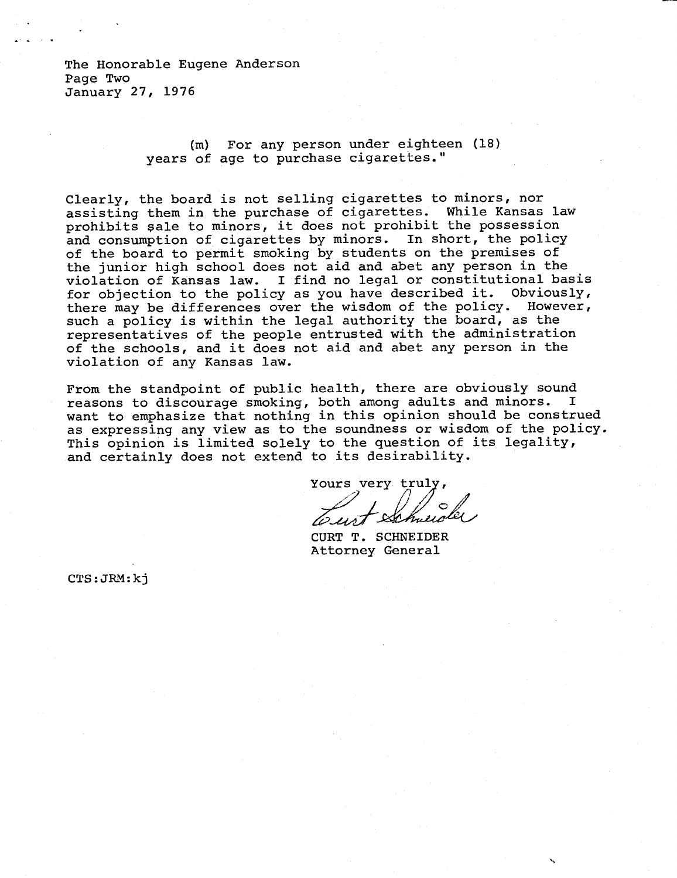The Honorable Eugene Anderson
Page Two
January 27, 1976

(m) For any person under eighteen (18) years of age to purchase cigarettes."

Clearly, the board is not selling cigarettes to minors, nor assisting them in the purchase of cigarettes. While Kansas law prohibits sale to minors, it does not prohibit the possession and consumption of cigarettes by minors. In short, the policy of the board to permit smoking by students on the premises of the junior high school does not aid and abet any person in the violation of Kansas law. I find no legal or constitutional basis for objection to the policy as you have described it. Obviously, there may be differences over the wisdom of the policy. However, such a policy is within the legal authority the board, as the representatives of the people entrusted with the administration of the schools, and it does not aid and abet any person in the violation of any Kansas law.

From the standpoint of public health, there are obviously sound reasons to discourage smoking, both among adults and minors. I want to emphasize that nothing in this opinion should be construed as expressing any view as to the soundness or wisdom of the policy. This opinion is limited solely to the question of its legality, and certainly does not extend to its desirability.

Yours very truly,

Curt Schneider

CURT T. SCHNEIDER
Attorney General

CTS:JRM:kj